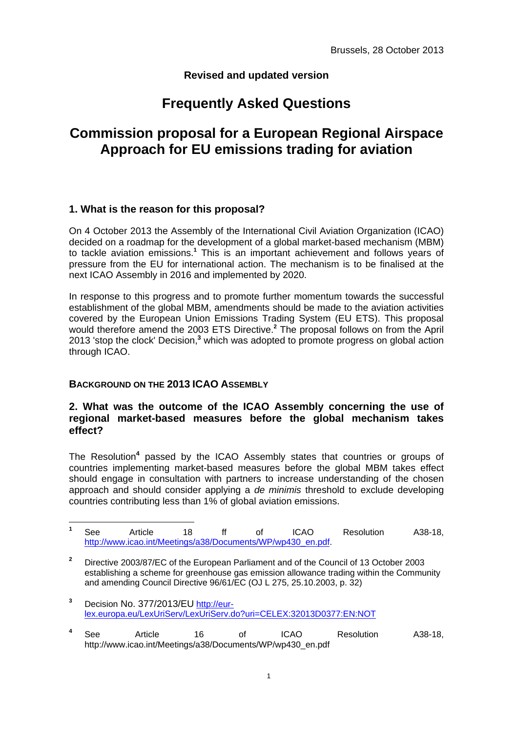Brussels, 28 October 2013

**Revised and updated version**

# Frequently Asked Questions

# Commission proposal for a European Regional Airspace Approach for EU emissions trading for aviation

## 1. What is the reason for this proposal?

On 4 October 2013 the Assembly of the International Civil Aviation Organization (ICAO) decided on a roadmap for the development of a global market-based mechanism (MBM) to tackle aviation emissions.[1] This is an important achievement and follows years of pressure from the EU for international action. The mechanism is to be finalised at the next ICAO Assembly in 2016 and implemented by 2020.

In response to this progress and to promote further momentum towards the successful establishment of the global MBM, amendments should be made to the aviation activities covered by the European Union Emissions Trading System (EU ETS). This proposal would therefore amend the 2003 ETS Directive.[2] The proposal follows on from the April 2013 'stop the clock' Decision,[3] which was adopted to promote progress on global action through ICAO.

### BACKGROUND ON THE 2013 ICAO ASSEMBLY

## 2. What was the outcome of the ICAO Assembly concerning the use of regional market-based measures before the global mechanism takes effect?

The Resolution[4] passed by the ICAO Assembly states that countries or groups of countries implementing market-based measures before the global MBM takes effect should engage in consultation with partners to increase understanding of the chosen approach and should consider applying a *de minimis* threshold to exclude developing countries contributing less than 1% of global aviation emissions.

---

[1] See Article 18 ff of ICAO Resolution A38-18, http://www.icao.int/Meetings/a38/Documents/WP/wp430_en.pdf.

[2] Directive 2003/87/EC of the European Parliament and of the Council of 13 October 2003 establishing a scheme for greenhouse gas emission allowance trading within the Community and amending Council Directive 96/61/EC (OJ L 275, 25.10.2003, p. 32)

[3] Decision No. 377/2013/EU http://eur-lex.europa.eu/LexUriServ/LexUriServ.do?uri=CELEX:32013D0377:EN:NOT

[4] See Article 16 of ICAO Resolution A38-18, http://www.icao.int/Meetings/a38/Documents/WP/wp430_en.pdf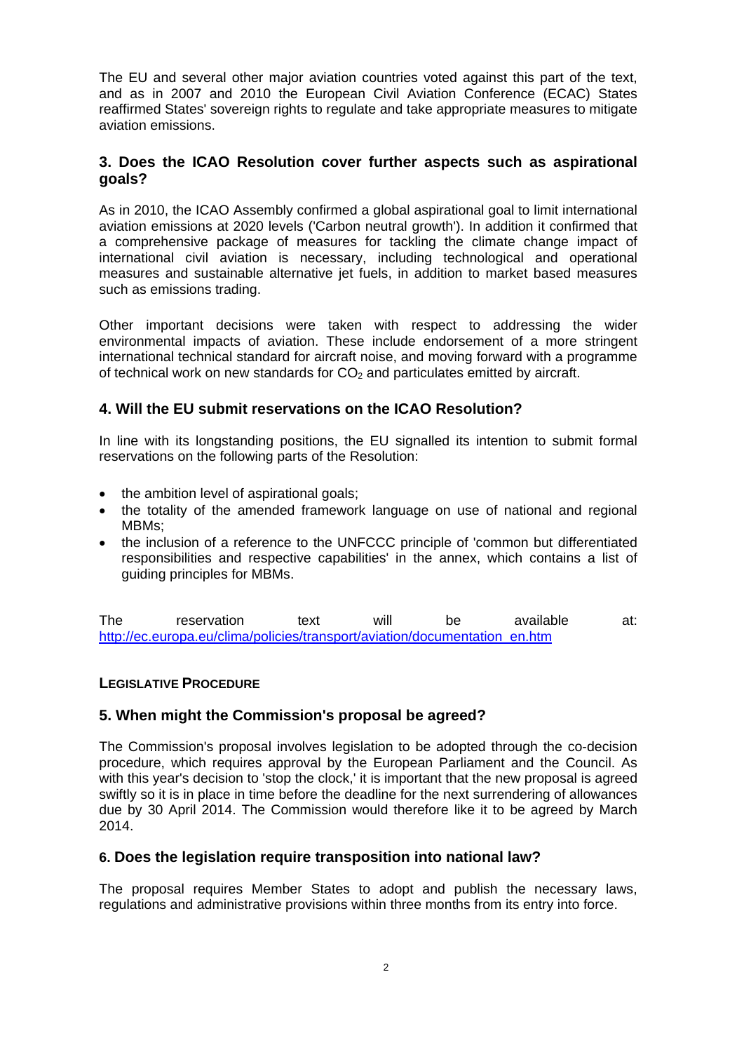The EU and several other major aviation countries voted against this part of the text, and as in 2007 and 2010 the European Civil Aviation Conference (ECAC) States reaffirmed States' sovereign rights to regulate and take appropriate measures to mitigate aviation emissions.

### 3. Does the ICAO Resolution cover further aspects such as aspirational goals?

As in 2010, the ICAO Assembly confirmed a global aspirational goal to limit international aviation emissions at 2020 levels ('Carbon neutral growth'). In addition it confirmed that a comprehensive package of measures for tackling the climate change impact of international civil aviation is necessary, including technological and operational measures and sustainable alternative jet fuels, in addition to market based measures such as emissions trading.

Other important decisions were taken with respect to addressing the wider environmental impacts of aviation. These include endorsement of a more stringent international technical standard for aircraft noise, and moving forward with a programme of technical work on new standards for $CO_2$ and particulates emitted by aircraft.

### 4. Will the EU submit reservations on the ICAO Resolution?

In line with its longstanding positions, the EU signalled its intention to submit formal reservations on the following parts of the Resolution:

- the ambition level of aspirational goals;
- the totality of the amended framework language on use of national and regional MBMs;
- the inclusion of a reference to the UNFCCC principle of 'common but differentiated responsibilities and respective capabilities' in the annex, which contains a list of guiding principles for MBMs.

The reservation text will be available at: http://ec.europa.eu/clima/policies/transport/aviation/documentation_en.htm

## LEGISLATIVE PROCEDURE

### 5. When might the Commission's proposal be agreed?

The Commission's proposal involves legislation to be adopted through the co-decision procedure, which requires approval by the European Parliament and the Council. As with this year's decision to 'stop the clock,' it is important that the new proposal is agreed swiftly so it is in place in time before the deadline for the next surrendering of allowances due by 30 April 2014. The Commission would therefore like it to be agreed by March 2014.

### 6. Does the legislation require transposition into national law?

The proposal requires Member States to adopt and publish the necessary laws, regulations and administrative provisions within three months from its entry into force.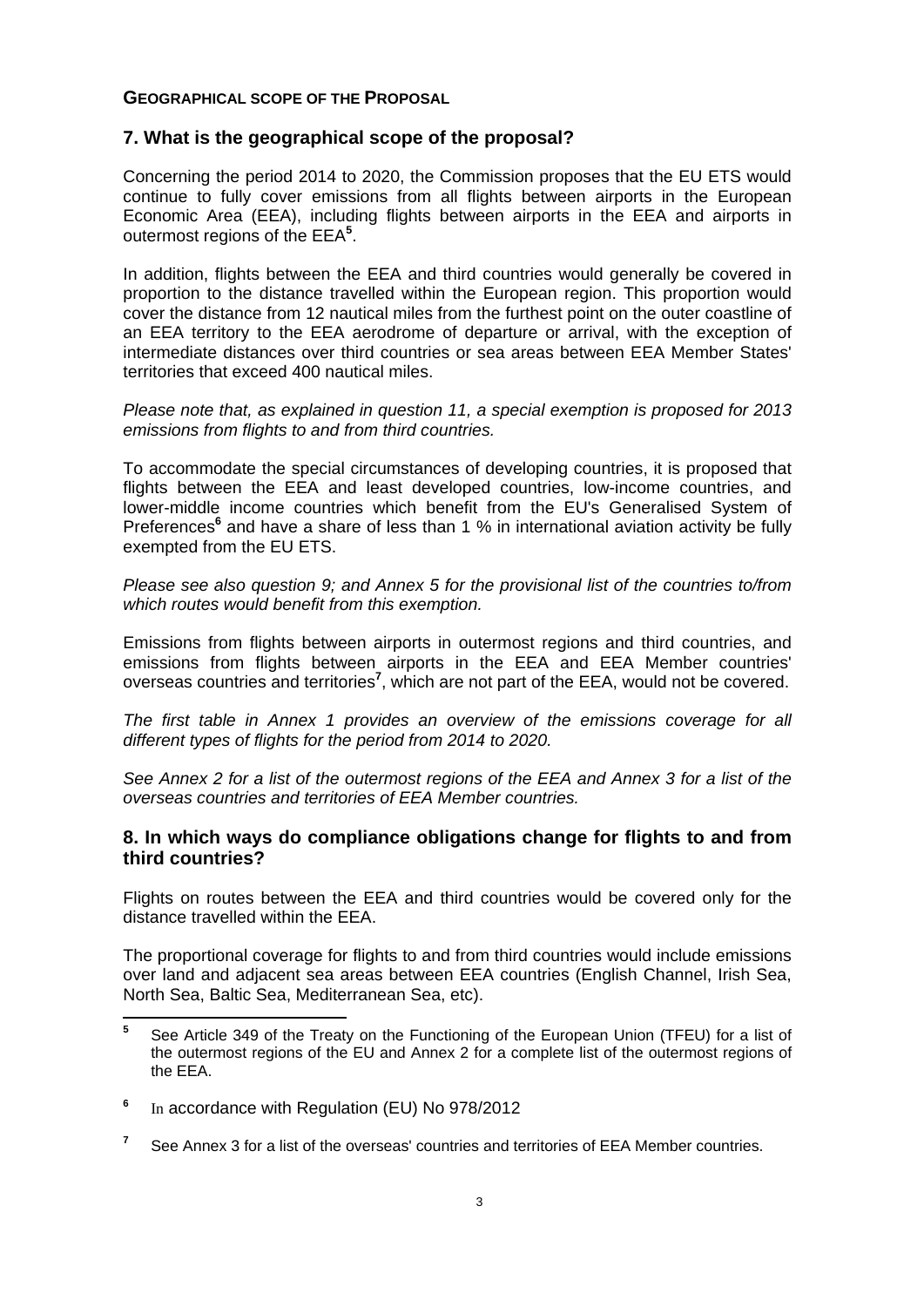## GEOGRAPHICAL SCOPE OF THE PROPOSAL

### 7. What is the geographical scope of the proposal?

Concerning the period 2014 to 2020, the Commission proposes that the EU ETS would continue to fully cover emissions from all flights between airports in the European Economic Area (EEA), including flights between airports in the EEA and airports in outermost regions of the EEA[5].

In addition, flights between the EEA and third countries would generally be covered in proportion to the distance travelled within the European region. This proportion would cover the distance from 12 nautical miles from the furthest point on the outer coastline of an EEA territory to the EEA aerodrome of departure or arrival, with the exception of intermediate distances over third countries or sea areas between EEA Member States' territories that exceed 400 nautical miles.

*Please note that, as explained in question 11, a special exemption is proposed for 2013 emissions from flights to and from third countries.*

To accommodate the special circumstances of developing countries, it is proposed that flights between the EEA and least developed countries, low-income countries, and lower-middle income countries which benefit from the EU's Generalised System of Preferences[6] and have a share of less than 1 % in international aviation activity be fully exempted from the EU ETS.

*Please see also question 9; and Annex 5 for the provisional list of the countries to/from which routes would benefit from this exemption.*

Emissions from flights between airports in outermost regions and third countries, and emissions from flights between airports in the EEA and EEA Member countries' overseas countries and territories[7], which are not part of the EEA, would not be covered.

*The first table in Annex 1 provides an overview of the emissions coverage for all different types of flights for the period from 2014 to 2020.*

*See Annex 2 for a list of the outermost regions of the EEA and Annex 3 for a list of the overseas countries and territories of EEA Member countries.*

### 8. In which ways do compliance obligations change for flights to and from third countries?

Flights on routes between the EEA and third countries would be covered only for the distance travelled within the EEA.

The proportional coverage for flights to and from third countries would include emissions over land and adjacent sea areas between EEA countries (English Channel, Irish Sea, North Sea, Baltic Sea, Mediterranean Sea, etc).

---

[5] See Article 349 of the Treaty on the Functioning of the European Union (TFEU) for a list of the outermost regions of the EU and Annex 2 for a complete list of the outermost regions of the EEA.

[6] In accordance with Regulation (EU) No 978/2012

[7] See Annex 3 for a list of the overseas' countries and territories of EEA Member countries.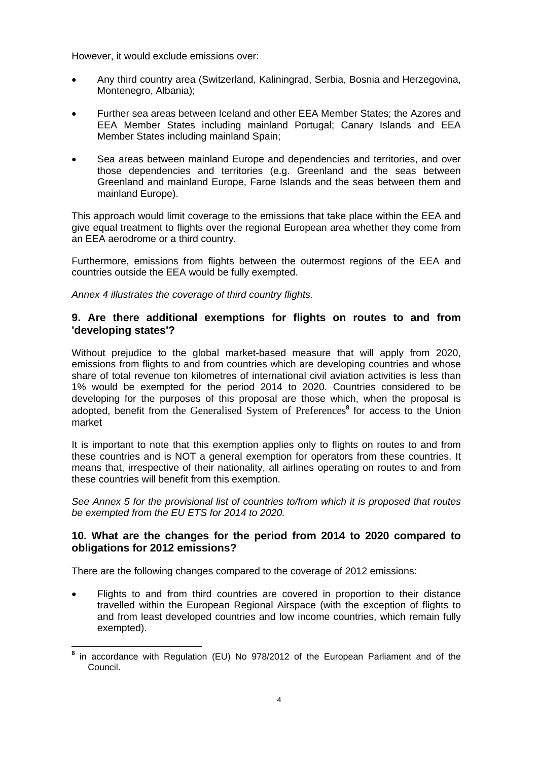However, it would exclude emissions over:

- Any third country area (Switzerland, Kaliningrad, Serbia, Bosnia and Herzegovina, Montenegro, Albania);
- Further sea areas between Iceland and other EEA Member States; the Azores and EEA Member States including mainland Portugal; Canary Islands and EEA Member States including mainland Spain;
- Sea areas between mainland Europe and dependencies and territories, and over those dependencies and territories (e.g. Greenland and the seas between Greenland and mainland Europe, Faroe Islands and the seas between them and mainland Europe).

This approach would limit coverage to the emissions that take place within the EEA and give equal treatment to flights over the regional European area whether they come from an EEA aerodrome or a third country.

Furthermore, emissions from flights between the outermost regions of the EEA and countries outside the EEA would be fully exempted.

*Annex 4 illustrates the coverage of third country flights.*

## 9. Are there additional exemptions for flights on routes to and from 'developing states'?

Without prejudice to the global market-based measure that will apply from 2020, emissions from flights to and from countries which are developing countries and whose share of total revenue ton kilometres of international civil aviation activities is less than 1% would be exempted for the period 2014 to 2020. Countries considered to be developing for the purposes of this proposal are those which, when the proposal is adopted, benefit from the Generalised System of Preferences[8] for access to the Union market

It is important to note that this exemption applies only to flights on routes to and from these countries and is NOT a general exemption for operators from these countries. It means that, irrespective of their nationality, all airlines operating on routes to and from these countries will benefit from this exemption.

*See Annex 5 for the provisional list of countries to/from which it is proposed that routes be exempted from the EU ETS for 2014 to 2020.*

## 10. What are the changes for the period from 2014 to 2020 compared to obligations for 2012 emissions?

There are the following changes compared to the coverage of 2012 emissions:

- Flights to and from third countries are covered in proportion to their distance travelled within the European Regional Airspace (with the exception of flights to and from least developed countries and low income countries, which remain fully exempted).

[8] in accordance with Regulation (EU) No 978/2012 of the European Parliament and of the Council.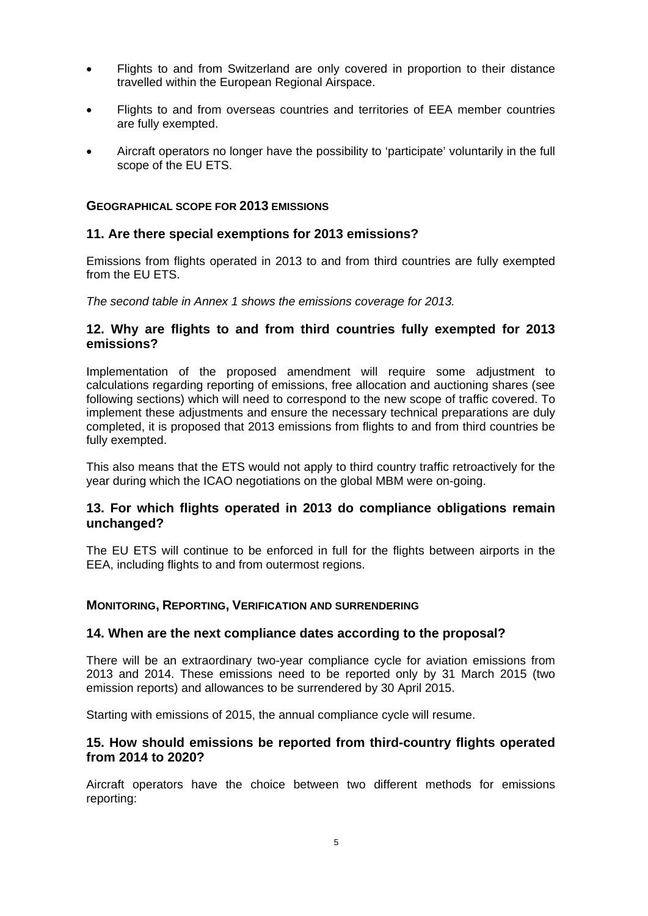- Flights to and from Switzerland are only covered in proportion to their distance travelled within the European Regional Airspace.
- Flights to and from overseas countries and territories of EEA member countries are fully exempted.
- Aircraft operators no longer have the possibility to 'participate' voluntarily in the full scope of the EU ETS.

**GEOGRAPHICAL SCOPE FOR 2013 EMISSIONS**

### 11. Are there special exemptions for 2013 emissions?

Emissions from flights operated in 2013 to and from third countries are fully exempted from the EU ETS.

*The second table in Annex 1 shows the emissions coverage for 2013.*

### 12. Why are flights to and from third countries fully exempted for 2013 emissions?

Implementation of the proposed amendment will require some adjustment to calculations regarding reporting of emissions, free allocation and auctioning shares (see following sections) which will need to correspond to the new scope of traffic covered. To implement these adjustments and ensure the necessary technical preparations are duly completed, it is proposed that 2013 emissions from flights to and from third countries be fully exempted.

This also means that the ETS would not apply to third country traffic retroactively for the year during which the ICAO negotiations on the global MBM were on-going.

### 13. For which flights operated in 2013 do compliance obligations remain unchanged?

The EU ETS will continue to be enforced in full for the flights between airports in the EEA, including flights to and from outermost regions.

**MONITORING, REPORTING, VERIFICATION AND SURRENDERING**

### 14. When are the next compliance dates according to the proposal?

There will be an extraordinary two-year compliance cycle for aviation emissions from 2013 and 2014. These emissions need to be reported only by 31 March 2015 (two emission reports) and allowances to be surrendered by 30 April 2015.

Starting with emissions of 2015, the annual compliance cycle will resume.

### 15. How should emissions be reported from third-country flights operated from 2014 to 2020?

Aircraft operators have the choice between two different methods for emissions reporting: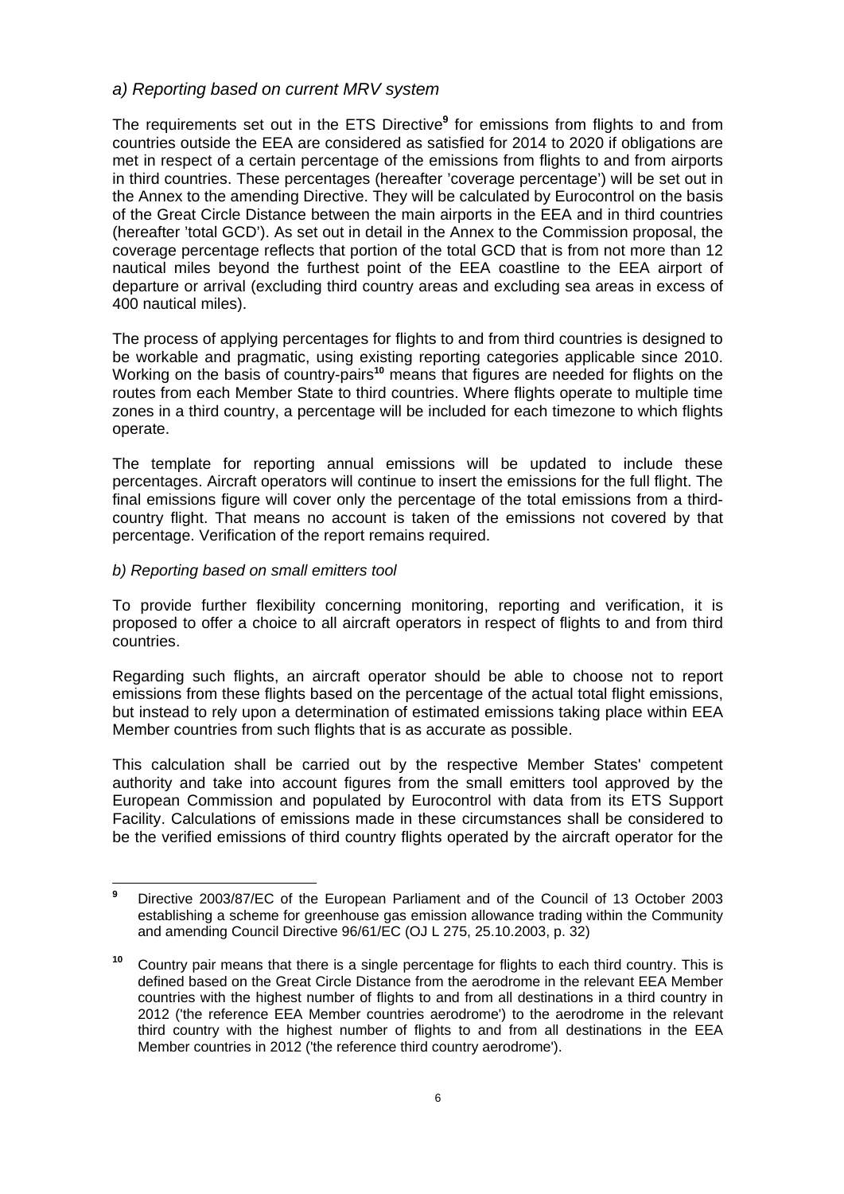*a) Reporting based on current MRV system*

The requirements set out in the ETS Directive[9] for emissions from flights to and from countries outside the EEA are considered as satisfied for 2014 to 2020 if obligations are met in respect of a certain percentage of the emissions from flights to and from airports in third countries. These percentages (hereafter 'coverage percentage') will be set out in the Annex to the amending Directive. They will be calculated by Eurocontrol on the basis of the Great Circle Distance between the main airports in the EEA and in third countries (hereafter 'total GCD'). As set out in detail in the Annex to the Commission proposal, the coverage percentage reflects that portion of the total GCD that is from not more than 12 nautical miles beyond the furthest point of the EEA coastline to the EEA airport of departure or arrival (excluding third country areas and excluding sea areas in excess of 400 nautical miles).

The process of applying percentages for flights to and from third countries is designed to be workable and pragmatic, using existing reporting categories applicable since 2010. Working on the basis of country-pairs[10] means that figures are needed for flights on the routes from each Member State to third countries. Where flights operate to multiple time zones in a third country, a percentage will be included for each timezone to which flights operate.

The template for reporting annual emissions will be updated to include these percentages. Aircraft operators will continue to insert the emissions for the full flight. The final emissions figure will cover only the percentage of the total emissions from a third-country flight. That means no account is taken of the emissions not covered by that percentage. Verification of the report remains required.

*b) Reporting based on small emitters tool*

To provide further flexibility concerning monitoring, reporting and verification, it is proposed to offer a choice to all aircraft operators in respect of flights to and from third countries.

Regarding such flights, an aircraft operator should be able to choose not to report emissions from these flights based on the percentage of the actual total flight emissions, but instead to rely upon a determination of estimated emissions taking place within EEA Member countries from such flights that is as accurate as possible.

This calculation shall be carried out by the respective Member States' competent authority and take into account figures from the small emitters tool approved by the European Commission and populated by Eurocontrol with data from its ETS Support Facility. Calculations of emissions made in these circumstances shall be considered to be the verified emissions of third country flights operated by the aircraft operator for the

---

[9] Directive 2003/87/EC of the European Parliament and of the Council of 13 October 2003 establishing a scheme for greenhouse gas emission allowance trading within the Community and amending Council Directive 96/61/EC (OJ L 275, 25.10.2003, p. 32)

[10] Country pair means that there is a single percentage for flights to each third country. This is defined based on the Great Circle Distance from the aerodrome in the relevant EEA Member countries with the highest number of flights to and from all destinations in a third country in 2012 ('the reference EEA Member countries aerodrome') to the aerodrome in the relevant third country with the highest number of flights to and from all destinations in the EEA Member countries in 2012 ('the reference third country aerodrome').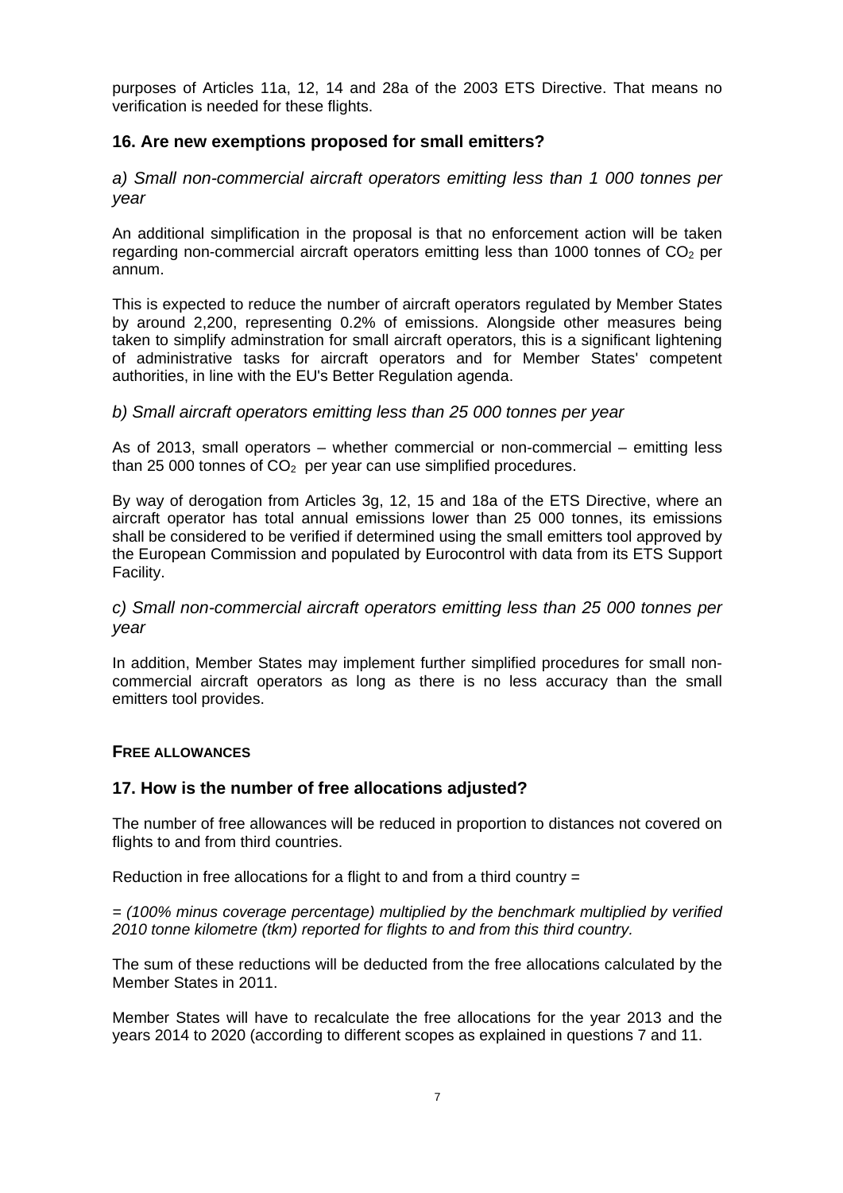purposes of Articles 11a, 12, 14 and 28a of the 2003 ETS Directive. That means no verification is needed for these flights.

## 16. Are new exemptions proposed for small emitters?

### *a) Small non-commercial aircraft operators emitting less than 1 000 tonnes per year*

An additional simplification in the proposal is that no enforcement action will be taken regarding non-commercial aircraft operators emitting less than 1000 tonnes of $CO_2$ per annum.

This is expected to reduce the number of aircraft operators regulated by Member States by around 2,200, representing 0.2% of emissions. Alongside other measures being taken to simplify adminstration for small aircraft operators, this is a significant lightening of administrative tasks for aircraft operators and for Member States' competent authorities, in line with the EU's Better Regulation agenda.

### *b) Small aircraft operators emitting less than 25 000 tonnes per year*

As of 2013, small operators – whether commercial or non-commercial – emitting less than 25 000 tonnes of $CO_2$ per year can use simplified procedures.

By way of derogation from Articles 3g, 12, 15 and 18a of the ETS Directive, where an aircraft operator has total annual emissions lower than 25 000 tonnes, its emissions shall be considered to be verified if determined using the small emitters tool approved by the European Commission and populated by Eurocontrol with data from its ETS Support Facility.

### *c) Small non-commercial aircraft operators emitting less than 25 000 tonnes per year*

In addition, Member States may implement further simplified procedures for small non-commercial aircraft operators as long as there is no less accuracy than the small emitters tool provides.

**FREE ALLOWANCES**

## 17. How is the number of free allocations adjusted?

The number of free allowances will be reduced in proportion to distances not covered on flights to and from third countries.

Reduction in free allocations for a flight to and from a third country =

*= (100% minus coverage percentage) multiplied by the benchmark multiplied by verified 2010 tonne kilometre (tkm) reported for flights to and from this third country.*

The sum of these reductions will be deducted from the free allocations calculated by the Member States in 2011.

Member States will have to recalculate the free allocations for the year 2013 and the years 2014 to 2020 (according to different scopes as explained in questions 7 and 11.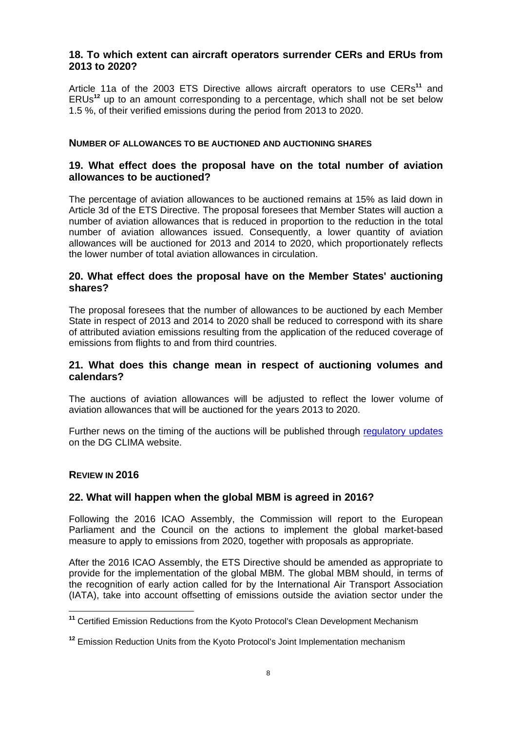## 18. To which extent can aircraft operators surrender CERs and ERUs from 2013 to 2020?

Article 11a of the 2003 ETS Directive allows aircraft operators to use CERs[11] and ERUs[12] up to an amount corresponding to a percentage, which shall not be set below 1.5 %, of their verified emissions during the period from 2013 to 2020.

### NUMBER OF ALLOWANCES TO BE AUCTIONED AND AUCTIONING SHARES

## 19. What effect does the proposal have on the total number of aviation allowances to be auctioned?

The percentage of aviation allowances to be auctioned remains at 15% as laid down in Article 3d of the ETS Directive. The proposal foresees that Member States will auction a number of aviation allowances that is reduced in proportion to the reduction in the total number of aviation allowances issued. Consequently, a lower quantity of aviation allowances will be auctioned for 2013 and 2014 to 2020, which proportionately reflects the lower number of total aviation allowances in circulation.

## 20. What effect does the proposal have on the Member States' auctioning shares?

The proposal foresees that the number of allowances to be auctioned by each Member State in respect of 2013 and 2014 to 2020 shall be reduced to correspond with its share of attributed aviation emissions resulting from the application of the reduced coverage of emissions from flights to and from third countries.

## 21. What does this change mean in respect of auctioning volumes and calendars?

The auctions of aviation allowances will be adjusted to reflect the lower volume of aviation allowances that will be auctioned for the years 2013 to 2020.

Further news on the timing of the auctions will be published through regulatory updates on the DG CLIMA website.

### REVIEW IN 2016

## 22. What will happen when the global MBM is agreed in 2016?

Following the 2016 ICAO Assembly, the Commission will report to the European Parliament and the Council on the actions to implement the global market-based measure to apply to emissions from 2020, together with proposals as appropriate.

After the 2016 ICAO Assembly, the ETS Directive should be amended as appropriate to provide for the implementation of the global MBM. The global MBM should, in terms of the recognition of early action called for by the International Air Transport Association (IATA), take into account offsetting of emissions outside the aviation sector under the

---

[11] Certified Emission Reductions from the Kyoto Protocol's Clean Development Mechanism

[12] Emission Reduction Units from the Kyoto Protocol's Joint Implementation mechanism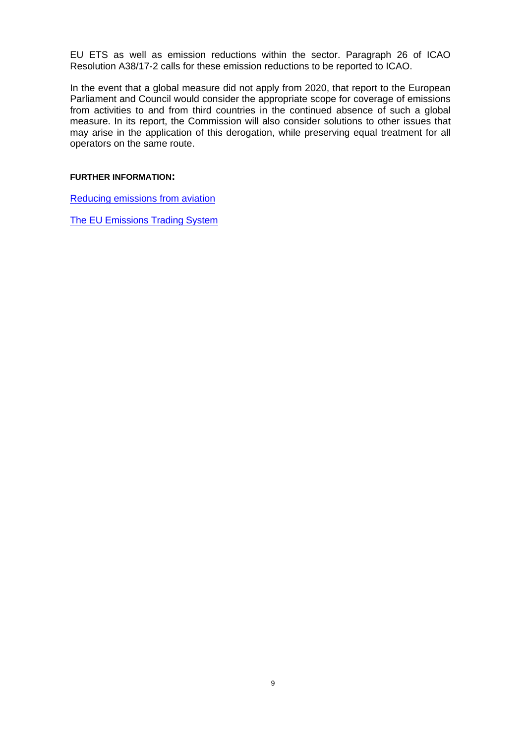EU ETS as well as emission reductions within the sector. Paragraph 26 of ICAO Resolution A38/17-2 calls for these emission reductions to be reported to ICAO.

In the event that a global measure did not apply from 2020, that report to the European Parliament and Council would consider the appropriate scope for coverage of emissions from activities to and from third countries in the continued absence of such a global measure. In its report, the Commission will also consider solutions to other issues that may arise in the application of this derogation, while preserving equal treatment for all operators on the same route.

**FURTHER INFORMATION:**

Reducing emissions from aviation

The EU Emissions Trading System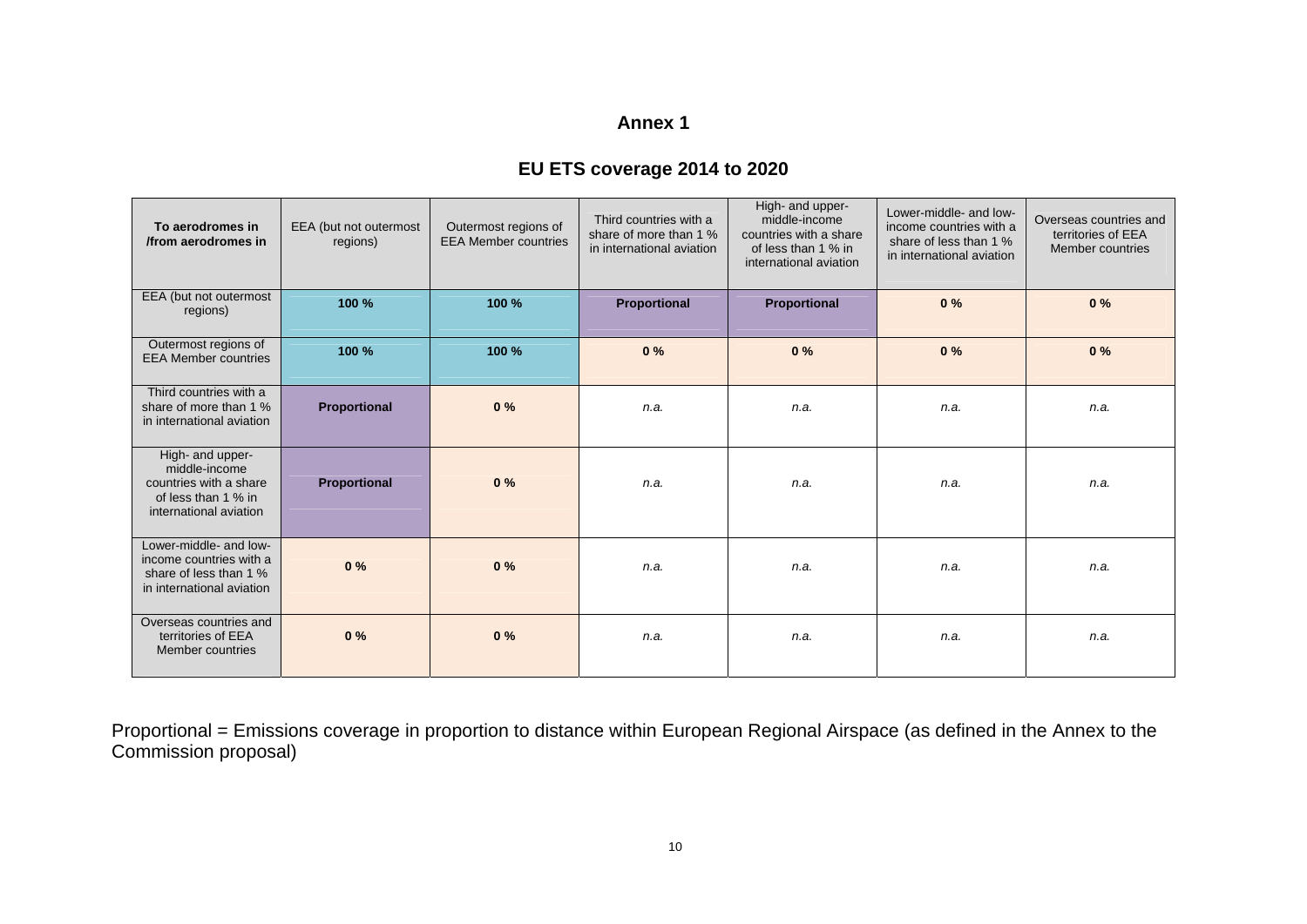# Annex 1

## EU ETS coverage 2014 to 2020

| **To aerodromes in /from aerodromes in** | EEA (but not outermost regions) | Outermost regions of EEA Member countries | Third countries with a share of more than 1 % in international aviation | High- and upper-middle-income countries with a share of less than 1 % in international aviation | Lower-middle- and low-income countries with a share of less than 1 % in international aviation | Overseas countries and territories of EEA Member countries |
|---|---|---|---|---|---|---|
| EEA (but not outermost regions) | **100 %** | **100 %** | **Proportional** | **Proportional** | **0 %** | **0 %** |
| Outermost regions of EEA Member countries | **100 %** | **100 %** | **0 %** | **0 %** | **0 %** | **0 %** |
| Third countries with a share of more than 1 % in international aviation | **Proportional** | **0 %** | *n.a.* | *n.a.* | *n.a.* | *n.a.* |
| High- and upper-middle-income countries with a share of less than 1 % in international aviation | **Proportional** | **0 %** | *n.a.* | *n.a.* | *n.a.* | *n.a.* |
| Lower-middle- and low-income countries with a share of less than 1 % in international aviation | **0 %** | **0 %** | *n.a.* | *n.a.* | *n.a.* | *n.a.* |
| Overseas countries and territories of EEA Member countries | **0 %** | **0 %** | *n.a.* | *n.a.* | *n.a.* | *n.a.* |

Proportional = Emissions coverage in proportion to distance within European Regional Airspace (as defined in the Annex to the Commission proposal)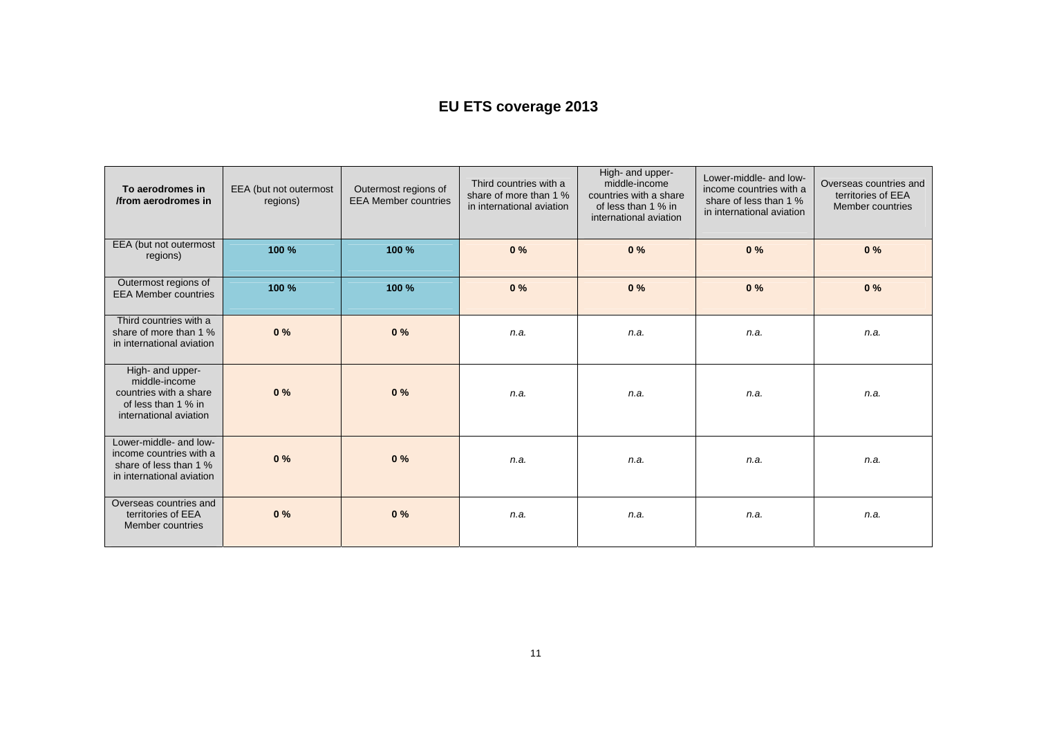# EU ETS coverage 2013

| To aerodromes in /from aerodromes in | EEA (but not outermost regions) | Outermost regions of EEA Member countries | Third countries with a share of more than 1 % in international aviation | High- and upper-middle-income countries with a share of less than 1 % in international aviation | Lower-middle- and low-income countries with a share of less than 1 % in international aviation | Overseas countries and territories of EEA Member countries |
|---|---|---|---|---|---|---|
| EEA (but not outermost regions) | **100 %** | **100 %** | **0 %** | **0 %** | **0 %** | **0 %** |
| Outermost regions of EEA Member countries | **100 %** | **100 %** | **0 %** | **0 %** | **0 %** | **0 %** |
| Third countries with a share of more than 1 % in international aviation | **0 %** | **0 %** | *n.a.* | *n.a.* | *n.a.* | *n.a.* |
| High- and upper-middle-income countries with a share of less than 1 % in international aviation | **0 %** | **0 %** | *n.a.* | *n.a.* | *n.a.* | *n.a.* |
| Lower-middle- and low-income countries with a share of less than 1 % in international aviation | **0 %** | **0 %** | *n.a.* | *n.a.* | *n.a.* | *n.a.* |
| Overseas countries and territories of EEA Member countries | **0 %** | **0 %** | *n.a.* | *n.a.* | *n.a.* | *n.a.* |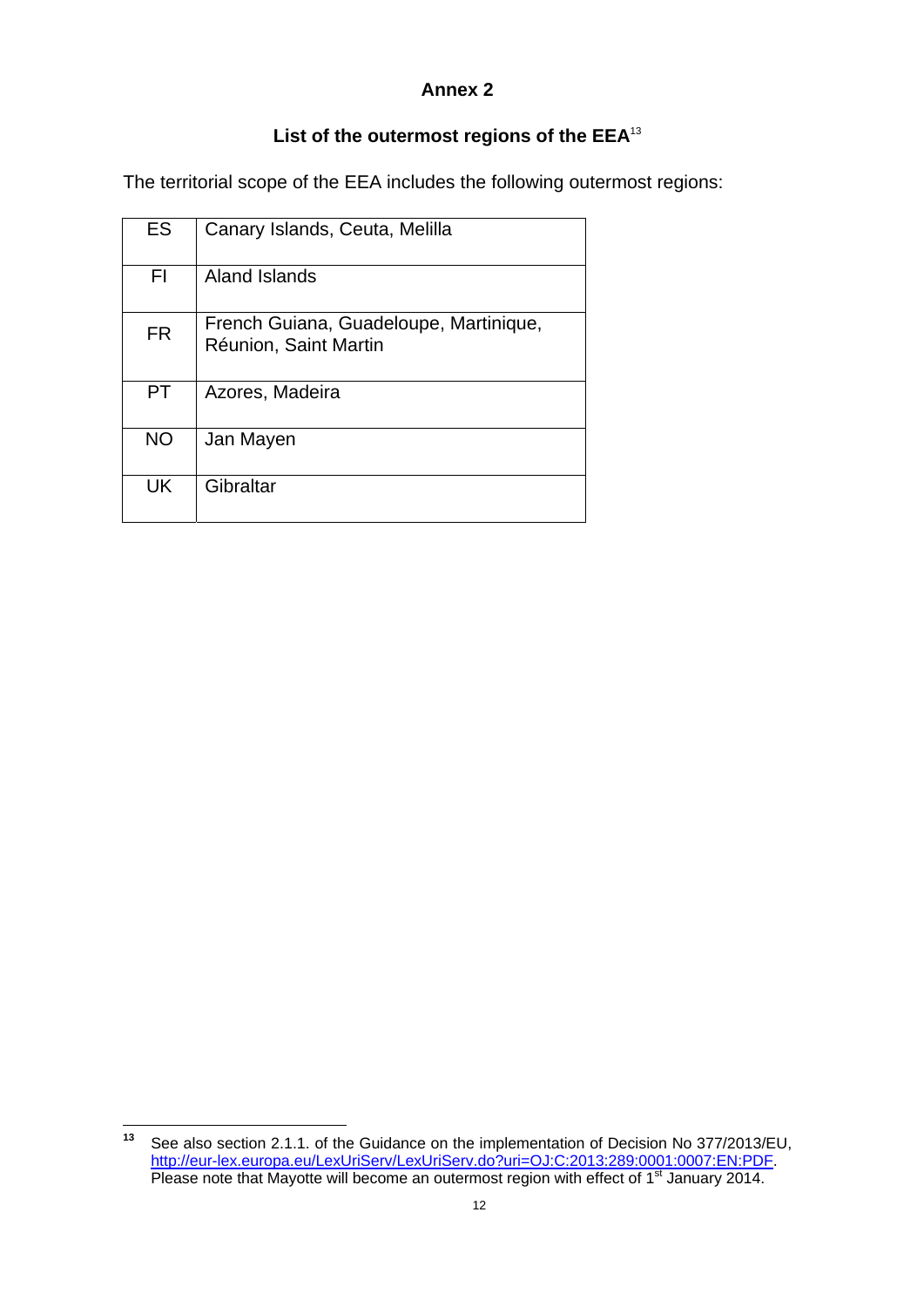# Annex 2

## List of the outermost regions of the EEA[13]

The territorial scope of the EEA includes the following outermost regions:

| | |
|---|---|
| ES | Canary Islands, Ceuta, Melilla |
| FI | Aland Islands |
| FR | French Guiana, Guadeloupe, Martinique, Réunion, Saint Martin |
| PT | Azores, Madeira |
| NO | Jan Mayen |
| UK | Gibraltar |

[13] See also section 2.1.1. of the Guidance on the implementation of Decision No 377/2013/EU, http://eur-lex.europa.eu/LexUriServ/LexUriServ.do?uri=OJ:C:2013:289:0001:0007:EN:PDF. Please note that Mayotte will become an outermost region with effect of 1st January 2014.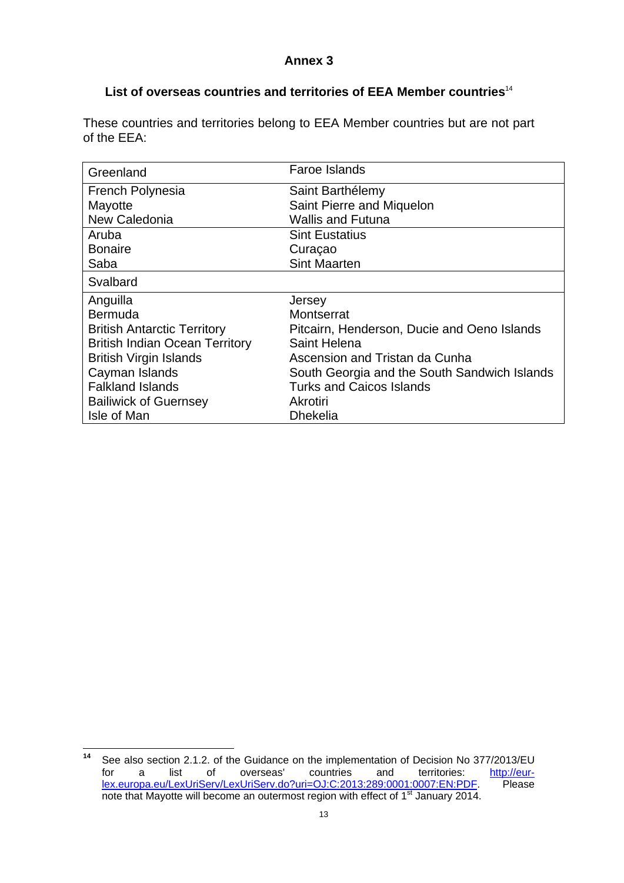# Annex 3

## List of overseas countries and territories of EEA Member countries[14]

These countries and territories belong to EEA Member countries but are not part of the EEA:

| | |
|---|---|
| Greenland | Faroe Islands |
| French Polynesia<br>Mayotte<br>New Caledonia | Saint Barthélemy<br>Saint Pierre and Miquelon<br>Wallis and Futuna |
| Aruba<br>Bonaire<br>Saba | Sint Eustatius<br>Curaçao<br>Sint Maarten |
| Svalbard | |
| Anguilla<br>Bermuda<br>British Antarctic Territory<br>British Indian Ocean Territory<br>British Virgin Islands<br>Cayman Islands<br>Falkland Islands<br>Bailiwick of Guernsey<br>Isle of Man | Jersey<br>Montserrat<br>Pitcairn, Henderson, Ducie and Oeno Islands<br>Saint Helena<br>Ascension and Tristan da Cunha<br>South Georgia and the South Sandwich Islands<br>Turks and Caicos Islands<br>Akrotiri<br>Dhekelia |

---

[14] See also section 2.1.2. of the Guidance on the implementation of Decision No 377/2013/EU for a list of overseas' countries and territories: http://eur-lex.europa.eu/LexUriServ/LexUriServ.do?uri=OJ:C:2013:289:0001:0007:EN:PDF. Please note that Mayotte will become an outermost region with effect of 1st January 2014.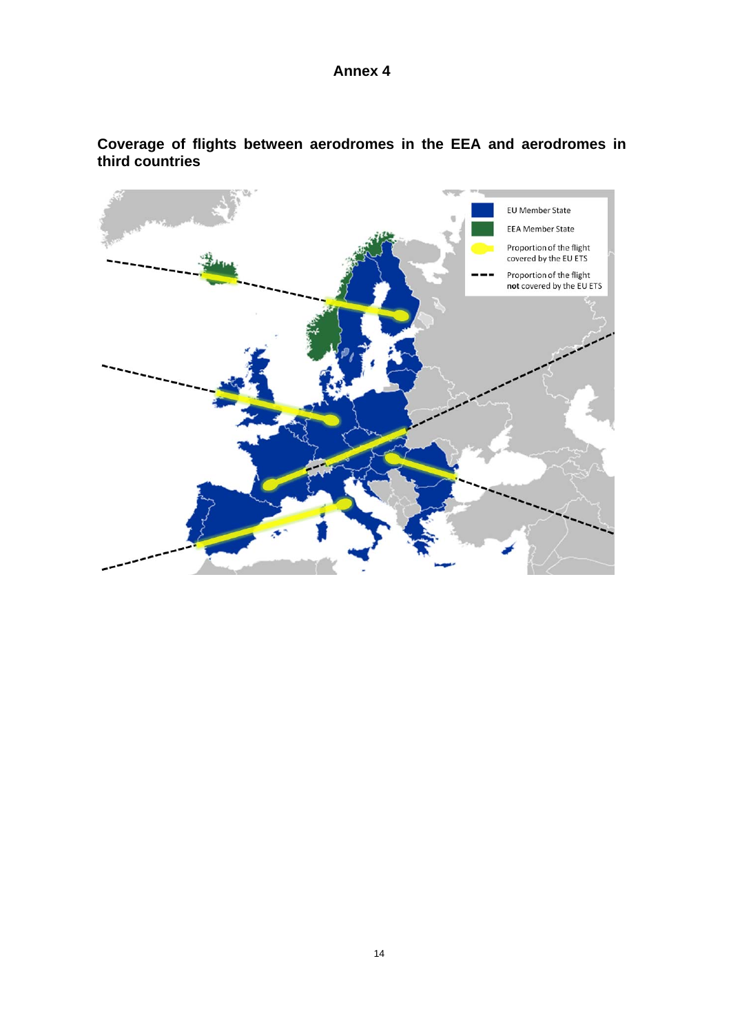# Annex 4

**Coverage of flights between aerodromes in the EEA and aerodromes in third countries**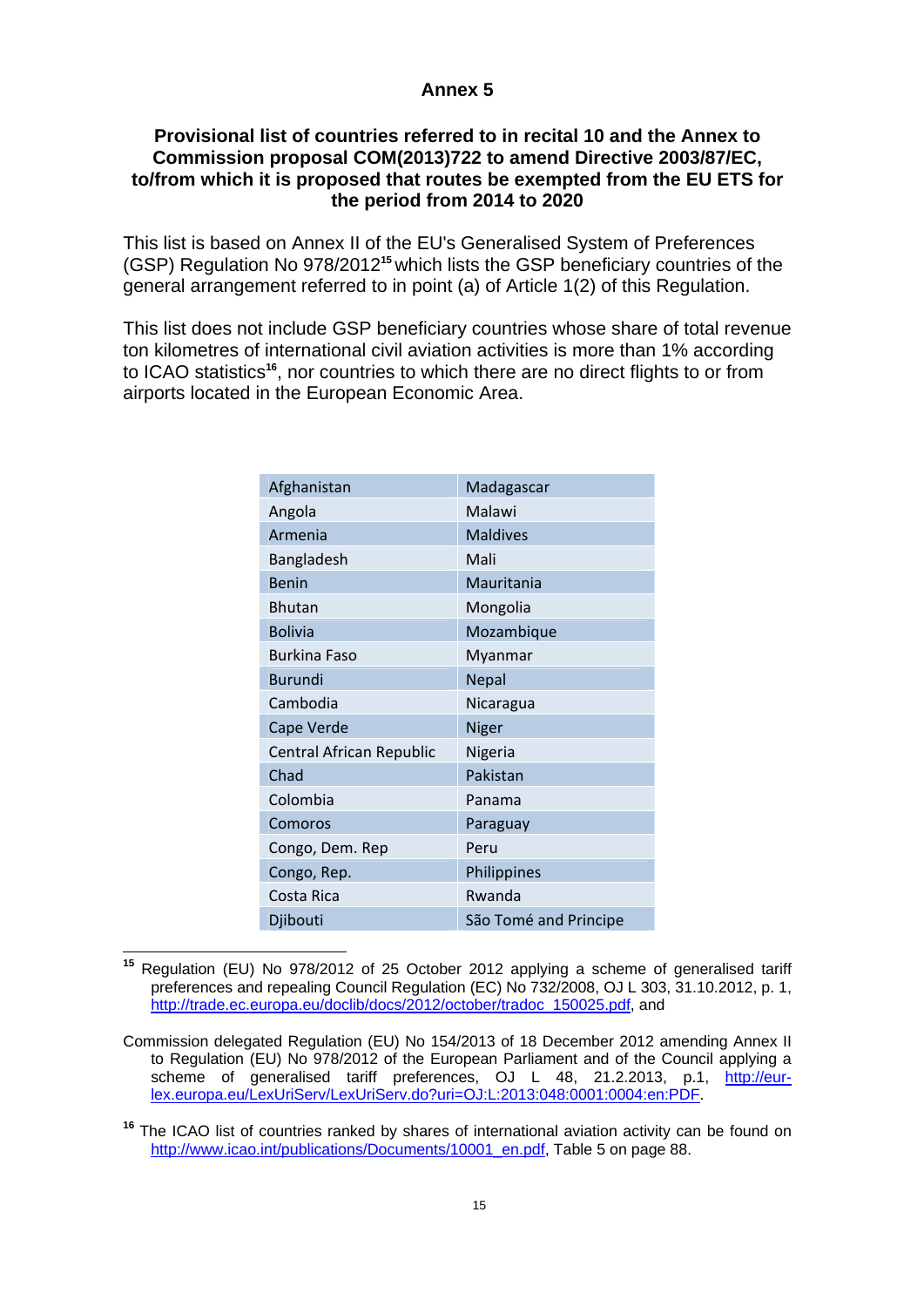## Annex 5

### Provisional list of countries referred to in recital 10 and the Annex to Commission proposal COM(2013)722 to amend Directive 2003/87/EC, to/from which it is proposed that routes be exempted from the EU ETS for the period from 2014 to 2020

This list is based on Annex II of the EU's Generalised System of Preferences (GSP) Regulation No 978/2012[15] which lists the GSP beneficiary countries of the general arrangement referred to in point (a) of Article 1(2) of this Regulation.

This list does not include GSP beneficiary countries whose share of total revenue ton kilometres of international civil aviation activities is more than 1% according to ICAO statistics[16], nor countries to which there are no direct flights to or from airports located in the European Economic Area.

| | |
|---|---|
| Afghanistan | Madagascar |
| Angola | Malawi |
| Armenia | Maldives |
| Bangladesh | Mali |
| Benin | Mauritania |
| Bhutan | Mongolia |
| Bolivia | Mozambique |
| Burkina Faso | Myanmar |
| Burundi | Nepal |
| Cambodia | Nicaragua |
| Cape Verde | Niger |
| Central African Republic | Nigeria |
| Chad | Pakistan |
| Colombia | Panama |
| Comoros | Paraguay |
| Congo, Dem. Rep | Peru |
| Congo, Rep. | Philippines |
| Costa Rica | Rwanda |
| Djibouti | São Tomé and Principe |

---

[15] Regulation (EU) No 978/2012 of 25 October 2012 applying a scheme of generalised tariff preferences and repealing Council Regulation (EC) No 732/2008, OJ L 303, 31.10.2012, p. 1, http://trade.ec.europa.eu/doclib/docs/2012/october/tradoc_150025.pdf, and

Commission delegated Regulation (EU) No 154/2013 of 18 December 2012 amending Annex II to Regulation (EU) No 978/2012 of the European Parliament and of the Council applying a scheme of generalised tariff preferences, OJ L 48, 21.2.2013, p.1, http://eur-lex.europa.eu/LexUriServ/LexUriServ.do?uri=OJ:L:2013:048:0001:0004:en:PDF.

[16] The ICAO list of countries ranked by shares of international aviation activity can be found on http://www.icao.int/publications/Documents/10001_en.pdf, Table 5 on page 88.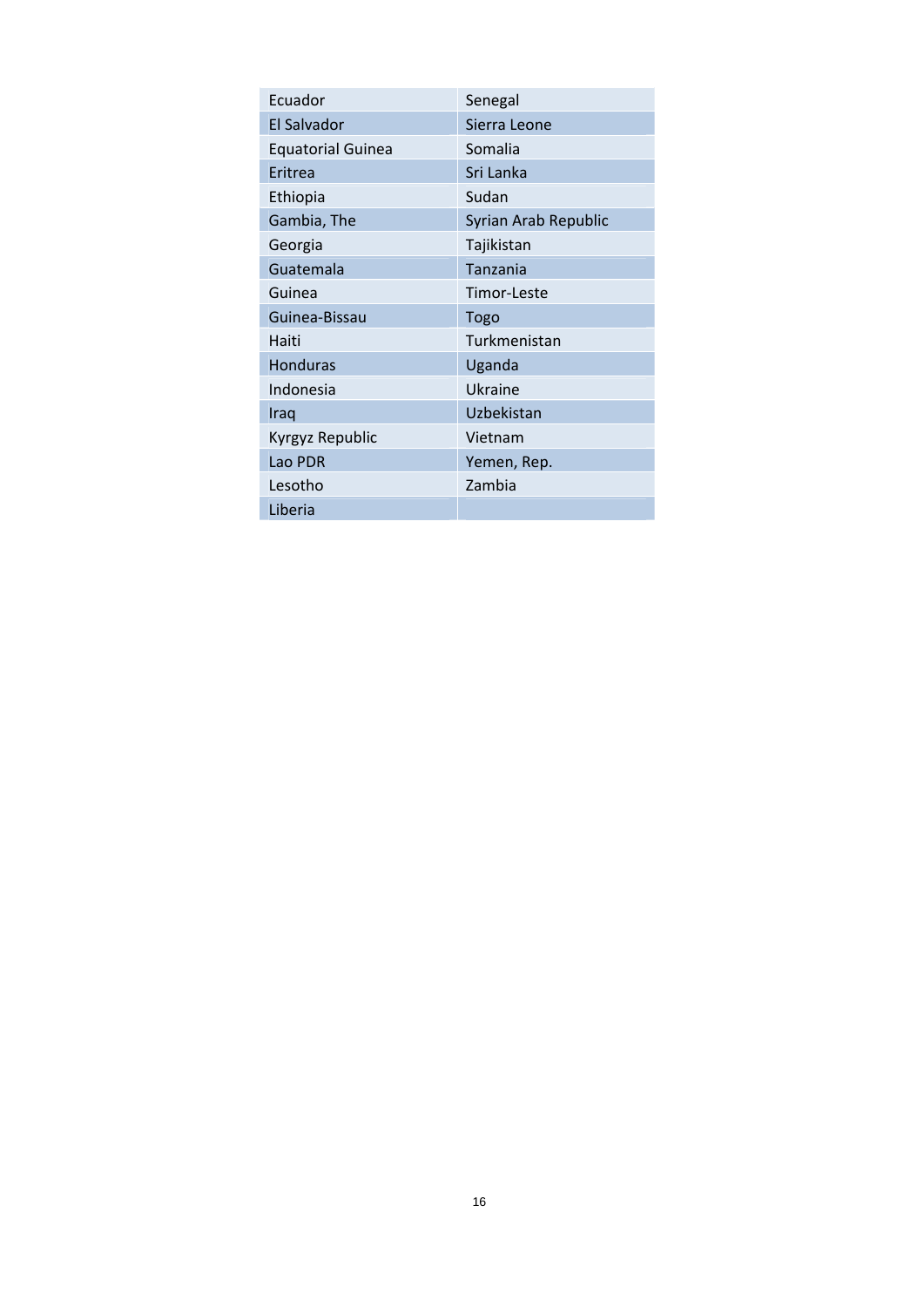| | |
|---|---|
| Ecuador | Senegal |
| El Salvador | Sierra Leone |
| Equatorial Guinea | Somalia |
| Eritrea | Sri Lanka |
| Ethiopia | Sudan |
| Gambia, The | Syrian Arab Republic |
| Georgia | Tajikistan |
| Guatemala | Tanzania |
| Guinea | Timor-Leste |
| Guinea-Bissau | Togo |
| Haiti | Turkmenistan |
| Honduras | Uganda |
| Indonesia | Ukraine |
| Iraq | Uzbekistan |
| Kyrgyz Republic | Vietnam |
| Lao PDR | Yemen, Rep. |
| Lesotho | Zambia |
| Liberia | |